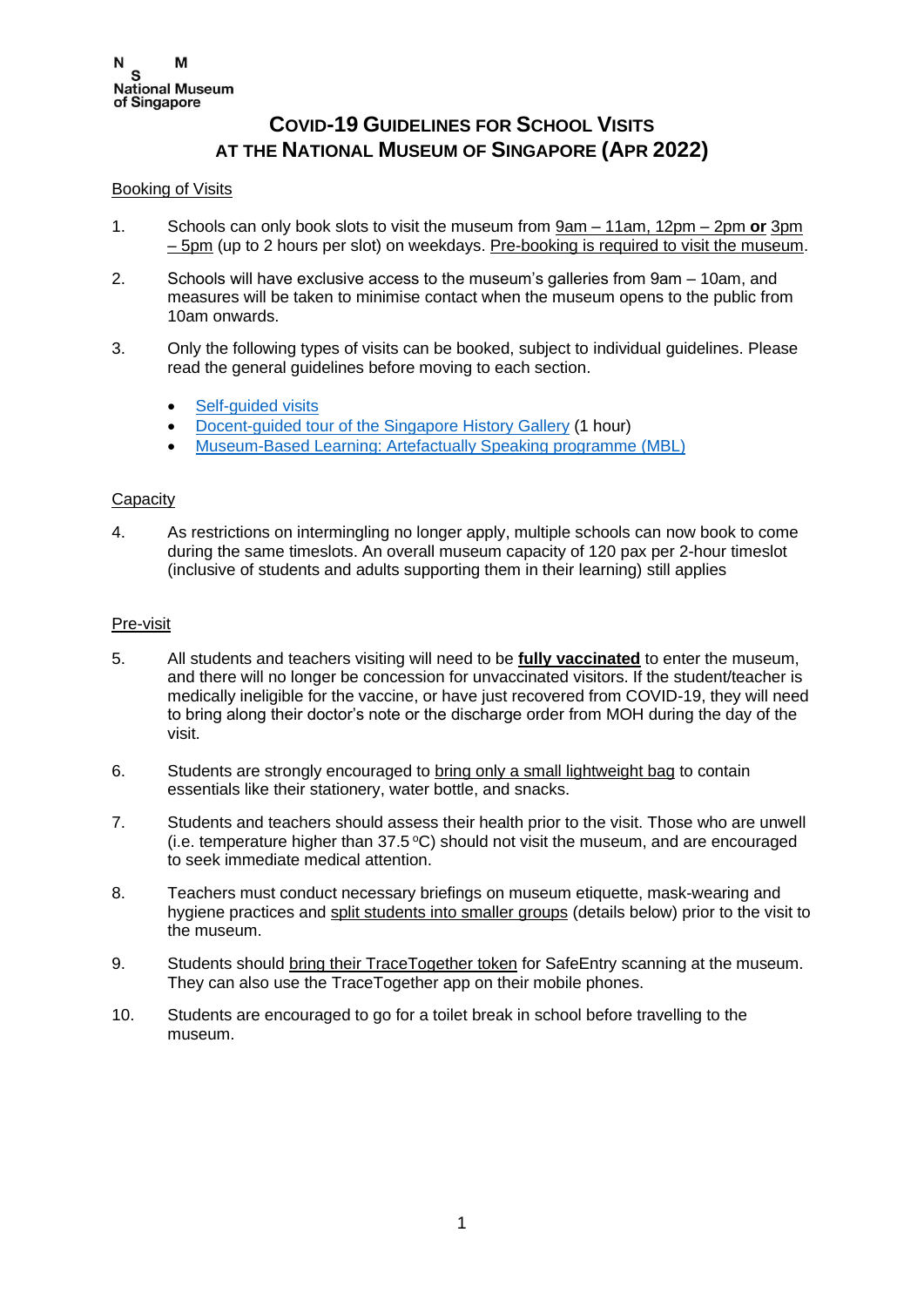NSM
National Museum
of Singapore

# COVID-19 GUIDELINES FOR SCHOOL VISITS AT THE NATIONAL MUSEUM OF SINGAPORE (APR 2022)

## Booking of Visits

1. Schools can only book slots to visit the museum from 9am – 11am, 12pm – 2pm **or** 3pm – 5pm (up to 2 hours per slot) on weekdays. Pre-booking is required to visit the museum.

2. Schools will have exclusive access to the museum's galleries from 9am – 10am, and measures will be taken to minimise contact when the museum opens to the public from 10am onwards.

3. Only the following types of visits can be booked, subject to individual guidelines. Please read the general guidelines before moving to each section.

   - Self-guided visits
   - Docent-guided tour of the Singapore History Gallery (1 hour)
   - Museum-Based Learning: Artefactually Speaking programme (MBL)

## Capacity

4. As restrictions on intermingling no longer apply, multiple schools can now book to come during the same timeslots. An overall museum capacity of 120 pax per 2-hour timeslot (inclusive of students and adults supporting them in their learning) still applies

## Pre-visit

5. All students and teachers visiting will need to be **fully vaccinated** to enter the museum, and there will no longer be concession for unvaccinated visitors. If the student/teacher is medically ineligible for the vaccine, or have just recovered from COVID-19, they will need to bring along their doctor's note or the discharge order from MOH during the day of the visit.

6. Students are strongly encouraged to bring only a small lightweight bag to contain essentials like their stationery, water bottle, and snacks.

7. Students and teachers should assess their health prior to the visit. Those who are unwell (i.e. temperature higher than 37.5 ºC) should not visit the museum, and are encouraged to seek immediate medical attention.

8. Teachers must conduct necessary briefings on museum etiquette, mask-wearing and hygiene practices and split students into smaller groups (details below) prior to the visit to the museum.

9. Students should bring their TraceTogether token for SafeEntry scanning at the museum. They can also use the TraceTogether app on their mobile phones.

10. Students are encouraged to go for a toilet break in school before travelling to the museum.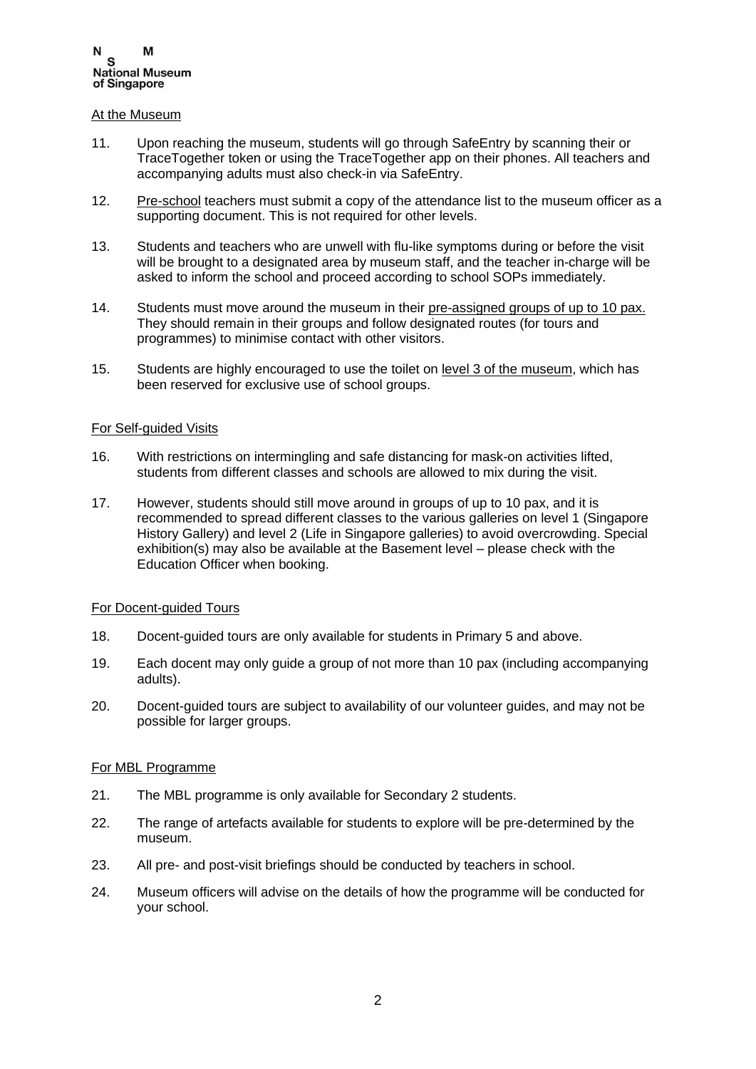<u>At the Museum</u>

11. Upon reaching the museum, students will go through SafeEntry by scanning their or TraceTogether token or using the TraceTogether app on their phones. All teachers and accompanying adults must also check-in via SafeEntry.

12. <u>Pre-school</u> teachers must submit a copy of the attendance list to the museum officer as a supporting document. This is not required for other levels.

13. Students and teachers who are unwell with flu-like symptoms during or before the visit will be brought to a designated area by museum staff, and the teacher in-charge will be asked to inform the school and proceed according to school SOPs immediately.

14. Students must move around the museum in their <u>pre-assigned groups of up to 10 pax.</u> They should remain in their groups and follow designated routes (for tours and programmes) to minimise contact with other visitors.

15. Students are highly encouraged to use the toilet on <u>level 3 of the museum</u>, which has been reserved for exclusive use of school groups.

<u>For Self-guided Visits</u>

16. With restrictions on intermingling and safe distancing for mask-on activities lifted, students from different classes and schools are allowed to mix during the visit.

17. However, students should still move around in groups of up to 10 pax, and it is recommended to spread different classes to the various galleries on level 1 (Singapore History Gallery) and level 2 (Life in Singapore galleries) to avoid overcrowding. Special exhibition(s) may also be available at the Basement level – please check with the Education Officer when booking.

<u>For Docent-guided Tours</u>

18. Docent-guided tours are only available for students in Primary 5 and above.

19. Each docent may only guide a group of not more than 10 pax (including accompanying adults).

20. Docent-guided tours are subject to availability of our volunteer guides, and may not be possible for larger groups.

<u>For MBL Programme</u>

21. The MBL programme is only available for Secondary 2 students.

22. The range of artefacts available for students to explore will be pre-determined by the museum.

23. All pre- and post-visit briefings should be conducted by teachers in school.

24. Museum officers will advise on the details of how the programme will be conducted for your school.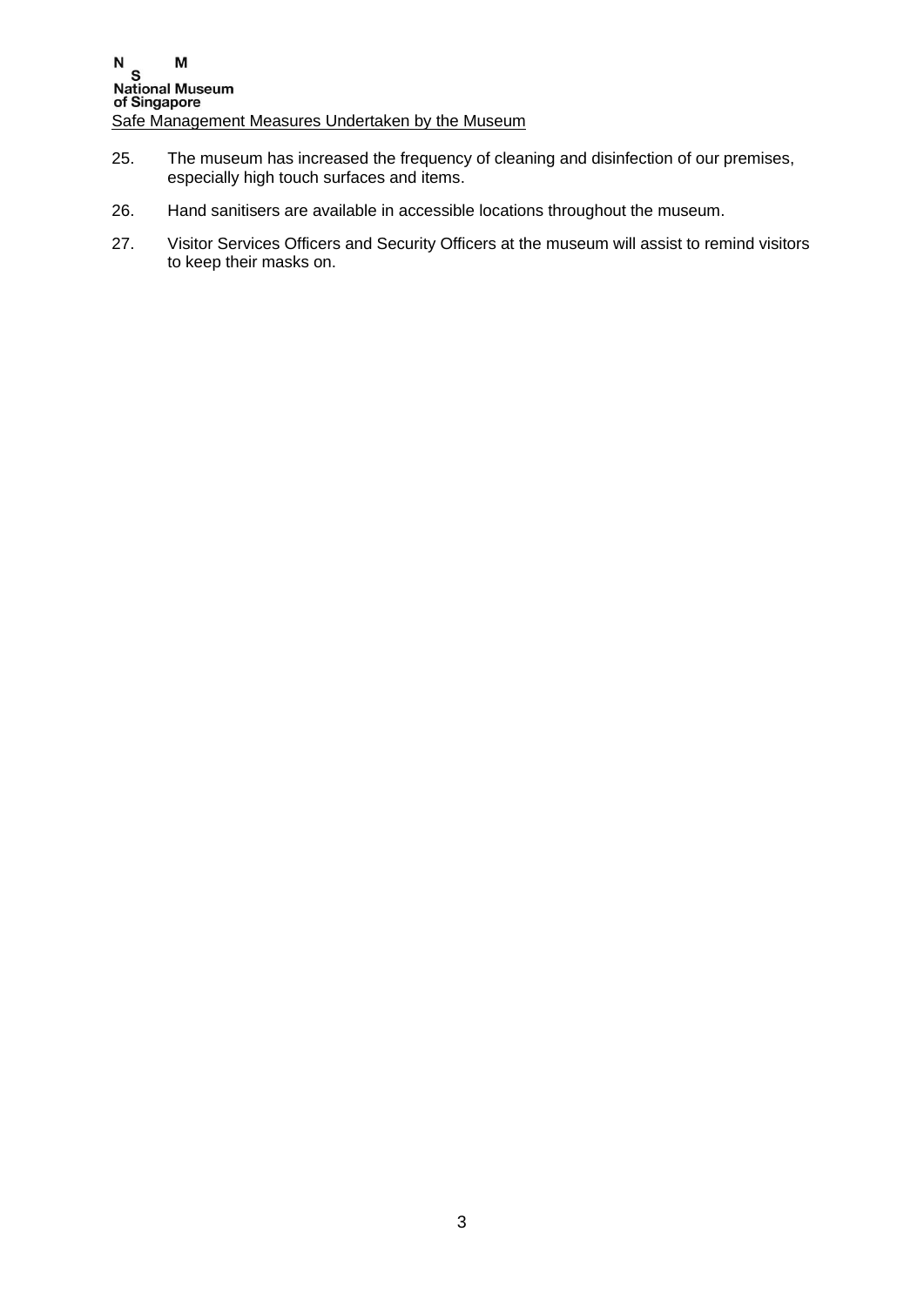Safe Management Measures Undertaken by the Museum

25. The museum has increased the frequency of cleaning and disinfection of our premises, especially high touch surfaces and items.

26. Hand sanitisers are available in accessible locations throughout the museum.

27. Visitor Services Officers and Security Officers at the museum will assist to remind visitors to keep their masks on.